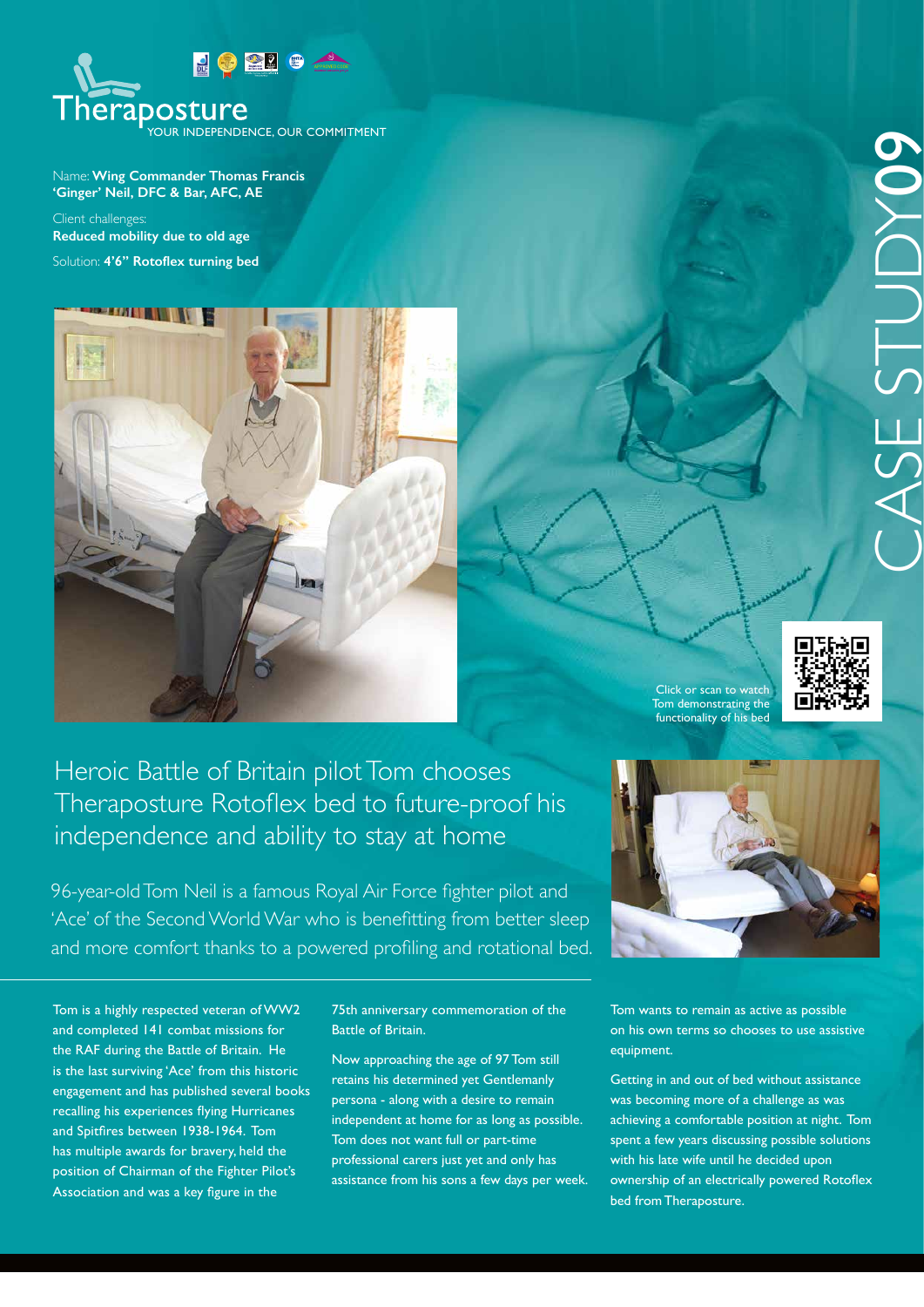Therapostur​e

YOUR INDEPENDENCE, OUR COMMITMENT

CASE STUDY09

Name: **Wing Commander Thomas Francis 'Ginger' Neil, DFC & Bar, AFC, AE**

Client challenges:
**Reduced mobility due to old age**

Solution: **4'6" Rotoflex turning bed**

Click or scan to watch Tom demonstrating the functionality of his bed

# Heroic Battle of Britain pilot Tom chooses Therapostur​e Rotoflex bed to future-proof his independence and ability to stay at home

96-year-old Tom Neil is a famous Royal Air Force fighter pilot and 'Ace' of the Second World War who is benefitting from better sleep and more comfort thanks to a powered profiling and rotational bed.

Tom is a highly respected veteran of WW2 and completed 141 combat missions for the RAF during the Battle of Britain. He is the last surviving 'Ace' from this historic engagement and has published several books recalling his experiences flying Hurricanes and Spitfires between 1938-1964. Tom has multiple awards for bravery, held the position of Chairman of the Fighter Pilot's Association and was a key figure in the 75th anniversary commemoration of the Battle of Britain.

Now approaching the age of 97 Tom still retains his determined yet Gentlemanly persona - along with a desire to remain independent at home for as long as possible. Tom does not want full or part-time professional carers just yet and only has assistance from his sons a few days per week.

Tom wants to remain as active as possible on his own terms so chooses to use assistive equipment.

Getting in and out of bed without assistance was becoming more of a challenge as was achieving a comfortable position at night. Tom spent a few years discussing possible solutions with his late wife until he decided upon ownership of an electrically powered Rotoflex bed from Therapostur​e.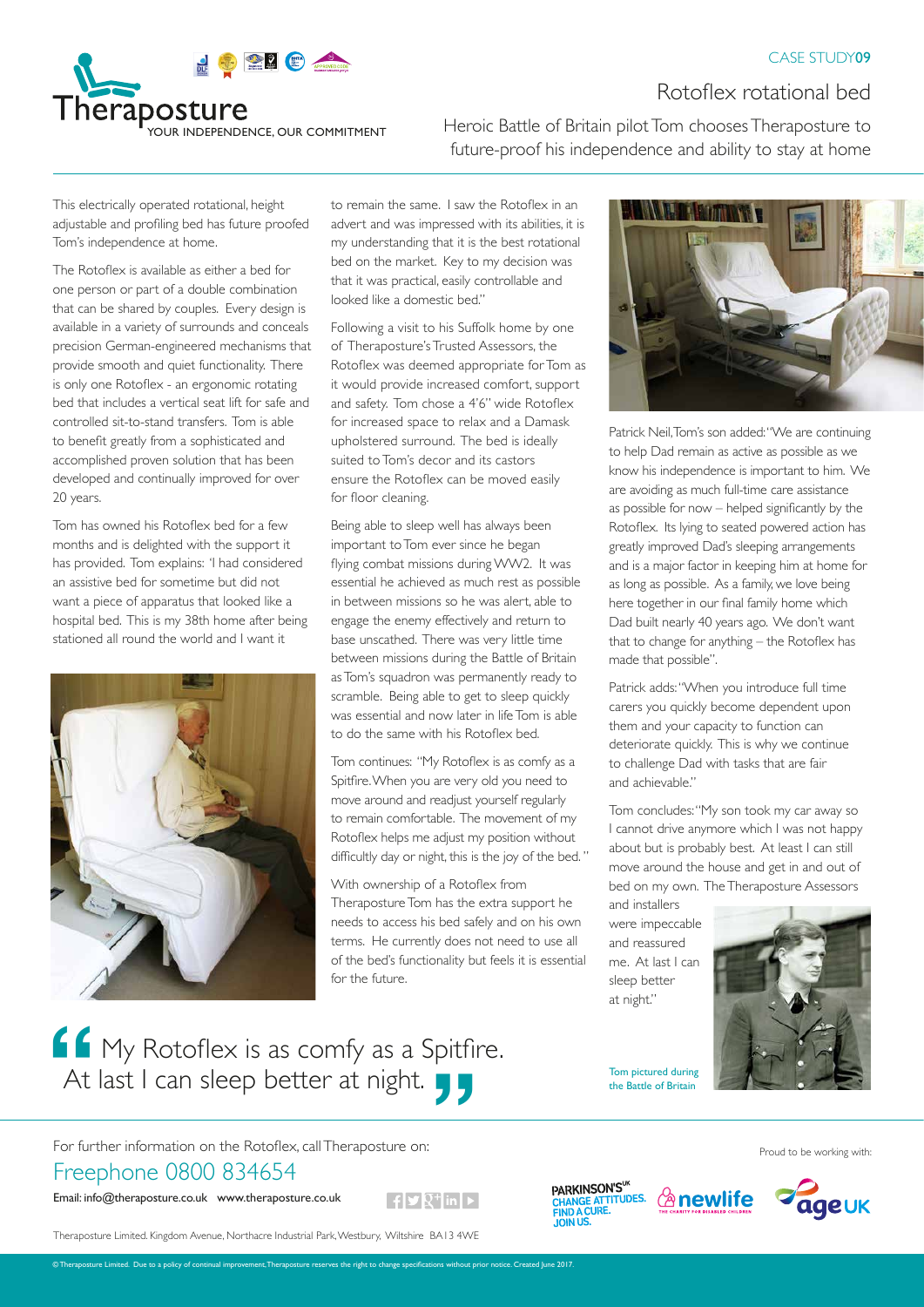CASE STUDY09

# Rotoflex rotational bed

## Heroic Battle of Britain pilot Tom chooses Theraposture to future-proof his independence and ability to stay at home

Theraposture
YOUR INDEPENDENCE, OUR COMMITMENT

This electrically operated rotational, height adjustable and profiling bed has future proofed Tom's independence at home.

The Rotoflex is available as either a bed for one person or part of a double combination that can be shared by couples. Every design is available in a variety of surrounds and conceals precision German-engineered mechanisms that provide smooth and quiet functionality. There is only one Rotoflex - an ergonomic rotating bed that includes a vertical seat lift for safe and controlled sit-to-stand transfers. Tom is able to benefit greatly from a sophisticated and accomplished proven solution that has been developed and continually improved for over 20 years.

Tom has owned his Rotoflex bed for a few months and is delighted with the support it has provided. Tom explains: 'I had considered an assistive bed for sometime but did not want a piece of apparatus that looked like a hospital bed. This is my 38th home after being stationed all round the world and I want it to remain the same. I saw the Rotoflex in an advert and was impressed with its abilities, it is my understanding that it is the best rotational bed on the market. Key to my decision was that it was practical, easily controllable and looked like a domestic bed."

Following a visit to his Suffolk home by one of Theraposture's Trusted Assessors, the Rotoflex was deemed appropriate for Tom as it would provide increased comfort, support and safety. Tom chose a 4'6" wide Rotoflex for increased space to relax and a Damask upholstered surround. The bed is ideally suited to Tom's decor and its castors ensure the Rotoflex can be moved easily for floor cleaning.

Being able to sleep well has always been important to Tom ever since he began flying combat missions during WW2. It was essential he achieved as much rest as possible in between missions so he was alert, able to engage the enemy effectively and return to base unscathed. There was very little time between missions during the Battle of Britain as Tom's squadron was permanently ready to scramble. Being able to get to sleep quickly was essential and now later in life Tom is able to do the same with his Rotoflex bed.

Tom continues: "My Rotoflex is as comfy as a Spitfire. When you are very old you need to move around and readjust yourself regularly to remain comfortable. The movement of my Rotoflex helps me adjust my position without difficultly day or night, this is the joy of the bed."

With ownership of a Rotoflex from Theraposture Tom has the extra support he needs to access his bed safely and on his own terms. He currently does not need to use all of the bed's functionality but feels it is essential for the future.

Patrick Neil, Tom's son added: "We are continuing to help Dad remain as active as possible as we know his independence is important to him. We are avoiding as much full-time care assistance as possible for now – helped significantly by the Rotoflex. Its lying to seated powered action has greatly improved Dad's sleeping arrangements and is a major factor in keeping him at home for as long as possible. As a family, we love being here together in our final family home which Dad built nearly 40 years ago. We don't want that to change for anything – the Rotoflex has made that possible".

Patrick adds: "When you introduce full time carers you quickly become dependent upon them and your capacity to function can deteriorate quickly. This is why we continue to challenge Dad with tasks that are fair and achievable."

Tom concludes: "My son took my car away so I cannot drive anymore which I was not happy about but is probably best. At least I can still move around the house and get in and out of bed on my own. The Theraposture Assessors and installers were impeccable and reassured me. At last I can sleep better at night."

Tom pictured during the Battle of Britain

> "My Rotoflex is as comfy as a Spitfire. At last I can sleep better at night."

For further information on the Rotoflex, call Theraposture on:

Freephone 0800 834654

Email: info@theraposture.co.uk www.theraposture.co.uk

Theraposture Limited. Kingdom Avenue, Northacre Industrial Park, Westbury, Wiltshire BA13 4WE

Proud to be working with:

PARKINSON'S UK CHANGE ATTITUDES. FIND A CURE. JOIN US.

newlife THE CHARITY FOR DISABLED CHILDREN

age UK

© Theraposture Limited. Due to a policy of continual improvement, Theraposture reserves the right to change specifications without prior notice. Created June 2017.